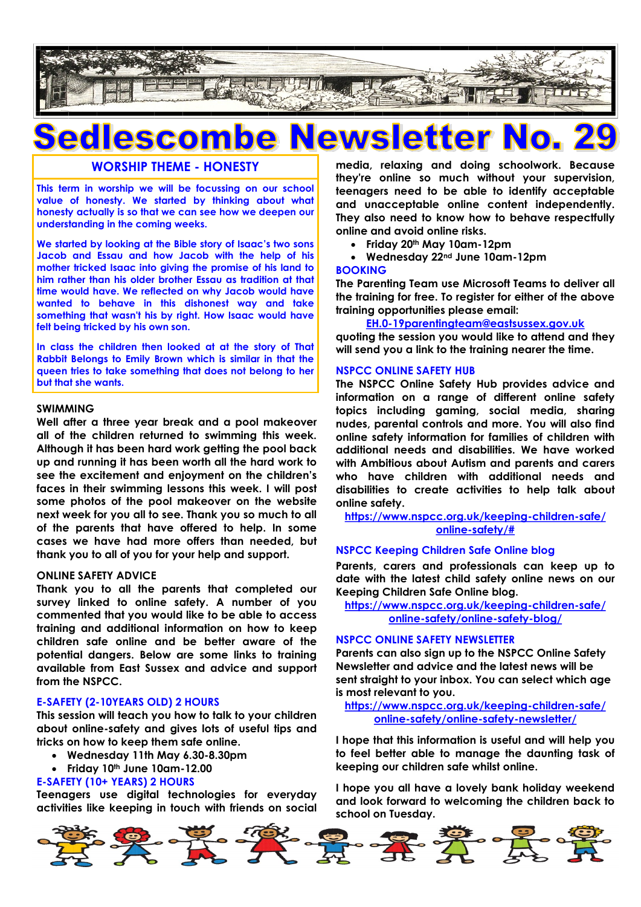# Sedlescombe Newsletter No. 29

## WORSHIP THEME - HONESTY

This term in worship we will be focussing on our school value of honesty. We started by thinking about what honesty actually is so that we can see how we deepen our understanding in the coming weeks.

We started by looking at the Bible story of Isaac's two sons Jacob and Essau and how Jacob with the help of his mother tricked Isaac into giving the promise of his land to him rather than his older brother Essau as tradition at that time would have. We reflected on why Jacob would have wanted to behave in this dishonest way and take something that wasn't his by right. How Isaac would have felt being tricked by his own son.

In class the children then looked at at the story of That Rabbit Belongs to Emily Brown which is similar in that the queen tries to take something that does not belong to her but that she wants.

### SWIMMING

Well after a three year break and a pool makeover all of the children returned to swimming this week. Although it has been hard work getting the pool back up and running it has been worth all the hard work to see the excitement and enjoyment on the children's faces in their swimming lessons this week. I will post some photos of the pool makeover on the website next week for you all to see. Thank you so much to all of the parents that have offered to help. In some cases we have had more offers than needed, but thank you to all of you for your help and support.

### ONLINE SAFETY ADVICE

Thank you to all the parents that completed our survey linked to online safety. A number of you commented that you would like to be able to access training and additional information on how to keep children safe online and be better aware of the potential dangers. Below are some links to training available from East Sussex and advice and support from the NSPCC.

### E-SAFETY (2-10YEARS OLD) 2 HOURS

This session will teach you how to talk to your children about online-safety and gives lots of useful tips and tricks on how to keep them safe online.

- Wednesday 11th May 6.30-8.30pm
- Friday 10th June 10am-12.00

### E-SAFETY (10+ YEARS) 2 HOURS

Teenagers use digital technologies for everyday activities like keeping in touch with friends on social media, relaxing and doing schoolwork. Because they're online so much without your supervision, teenagers need to be able to identify acceptable and unacceptable online content independently. They also need to know how to behave respectfully online and avoid online risks.

- Friday 20th May 10am-12pm
- Wednesday 22nd June 10am-12pm

### BOOKING

The Parenting Team use Microsoft Teams to deliver all the training for free. To register for either of the above training opportunities please email:

EH.0-19parentingteam@eastsussex.gov.uk

quoting the session you would like to attend and they will send you a link to the training nearer the time.

### NSPCC ONLINE SAFETY HUB

The NSPCC Online Safety Hub provides advice and information on a range of different online safety topics including gaming, social media, sharing nudes, parental controls and more. You will also find online safety information for families of children with additional needs and disabilities. We have worked with Ambitious about Autism and parents and carers who have children with additional needs and disabilities to create activities to help talk about online safety.

https://www.nspcc.org.uk/keeping-children-safe/online-safety/#

### NSPCC Keeping Children Safe Online blog

Parents, carers and professionals can keep up to date with the latest child safety online news on our Keeping Children Safe Online blog.

https://www.nspcc.org.uk/keeping-children-safe/online-safety/online-safety-blog/

### NSPCC ONLINE SAFETY NEWSLETTER

Parents can also sign up to the NSPCC Online Safety Newsletter and advice and the latest news will be sent straight to your inbox. You can select which age is most relevant to you.

https://www.nspcc.org.uk/keeping-children-safe/online-safety/online-safety-newsletter/

I hope that this information is useful and will help you to feel better able to manage the daunting task of keeping our children safe whilst online.

I hope you all have a lovely bank holiday weekend and look forward to welcoming the children back to school on Tuesday.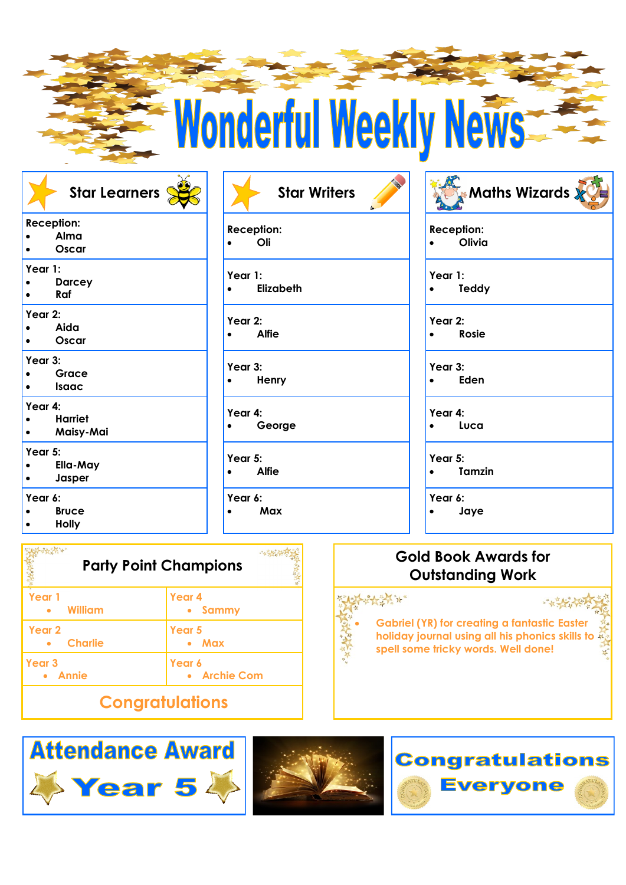# Wonderful Weekly News

## Star Learners

**Reception:**
- Alma
- Oscar

**Year 1:**
- Darcey
- Raf

**Year 2:**
- Aida
- Oscar

**Year 3:**
- Grace
- Isaac

**Year 4:**
- Harriet
- Maisy-Mai

**Year 5:**
- Ella-May
- Jasper

**Year 6:**
- Bruce
- Holly

## Star Writers

**Reception:**
- Oli

**Year 1:**
- Elizabeth

**Year 2:**
- Alfie

**Year 3:**
- Henry

**Year 4:**
- George

**Year 5:**
- Alfie

**Year 6:**
- Max

## Maths Wizards

**Reception:**
- Olivia

**Year 1:**
- Teddy

**Year 2:**
- Rosie

**Year 3:**
- Eden

**Year 4:**
- Luca

**Year 5:**
- Tamzin

**Year 6:**
- Jaye

## Party Point Champions

| | |
|---|---|
| Year 1<br>• William | Year 4<br>• Sammy |
| Year 2<br>• Charlie | Year 5<br>• Max |
| Year 3<br>• Annie | Year 6<br>• Archie Com |

Congratulations

## Gold Book Awards for Outstanding Work

- Gabriel (YR) for creating a fantastic Easter holiday journal using all his phonics skills to spell some tricky words. Well done!

## Attendance Award

**Year 5**

**Congratulations Everyone**